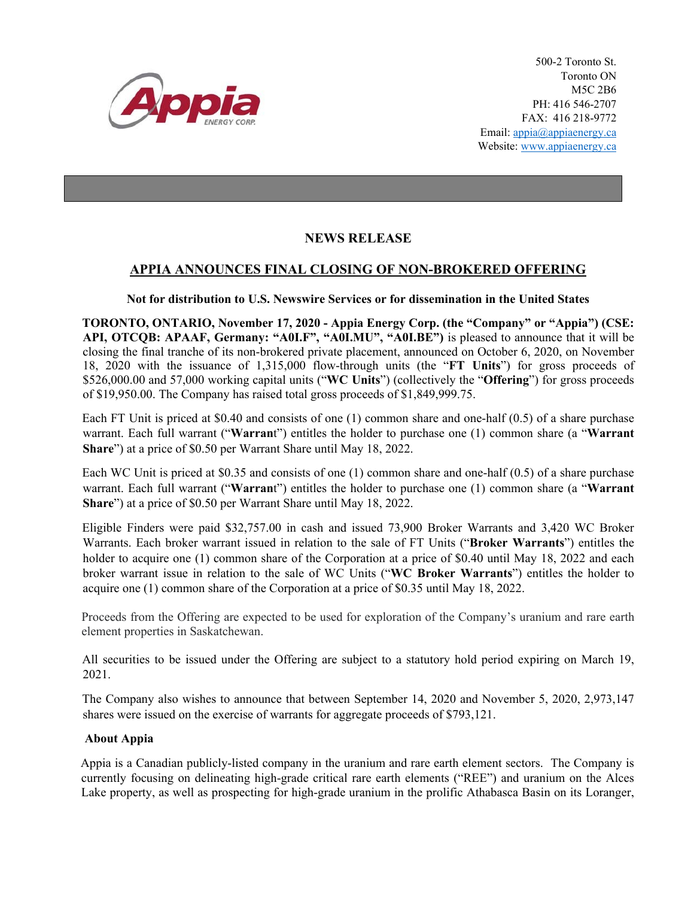500-2 Toronto St.
Toronto ON
M5C 2B6
PH: 416 546-2707
FAX: 416 218-9772
Email: appia@appiaenergy.ca
Website: www.appiaenergy.ca

## NEWS RELEASE

## APPIA ANNOUNCES FINAL CLOSING OF NON-BROKERED OFFERING

**Not for distribution to U.S. Newswire Services or for dissemination in the United States**

**TORONTO, ONTARIO, November 17, 2020 - Appia Energy Corp. (the "Company" or "Appia") (CSE: API, OTCQB: APAAF, Germany: "A0I.F", "A0I.MU", "A0I.BE")** is pleased to announce that it will be closing the final tranche of its non-brokered private placement, announced on October 6, 2020, on November 18, 2020 with the issuance of 1,315,000 flow-through units (the "**FT Units**") for gross proceeds of $526,000.00 and 57,000 working capital units ("**WC Units**") (collectively the "**Offering**") for gross proceeds of $19,950.00. The Company has raised total gross proceeds of $1,849,999.75.

Each FT Unit is priced at $0.40 and consists of one (1) common share and one-half (0.5) of a share purchase warrant. Each full warrant ("**Warrant**") entitles the holder to purchase one (1) common share (a "**Warrant Share**") at a price of $0.50 per Warrant Share until May 18, 2022.

Each WC Unit is priced at $0.35 and consists of one (1) common share and one-half (0.5) of a share purchase warrant. Each full warrant ("**Warrant**") entitles the holder to purchase one (1) common share (a "**Warrant Share**") at a price of $0.50 per Warrant Share until May 18, 2022.

Eligible Finders were paid $32,757.00 in cash and issued 73,900 Broker Warrants and 3,420 WC Broker Warrants. Each broker warrant issued in relation to the sale of FT Units ("**Broker Warrants**") entitles the holder to acquire one (1) common share of the Corporation at a price of $0.40 until May 18, 2022 and each broker warrant issue in relation to the sale of WC Units ("**WC Broker Warrants**") entitles the holder to acquire one (1) common share of the Corporation at a price of $0.35 until May 18, 2022.

Proceeds from the Offering are expected to be used for exploration of the Company's uranium and rare earth element properties in Saskatchewan.

All securities to be issued under the Offering are subject to a statutory hold period expiring on March 19, 2021.

The Company also wishes to announce that between September 14, 2020 and November 5, 2020, 2,973,147 shares were issued on the exercise of warrants for aggregate proceeds of $793,121.

### About Appia

Appia is a Canadian publicly-listed company in the uranium and rare earth element sectors. The Company is currently focusing on delineating high-grade critical rare earth elements ("REE") and uranium on the Alces Lake property, as well as prospecting for high-grade uranium in the prolific Athabasca Basin on its Loranger,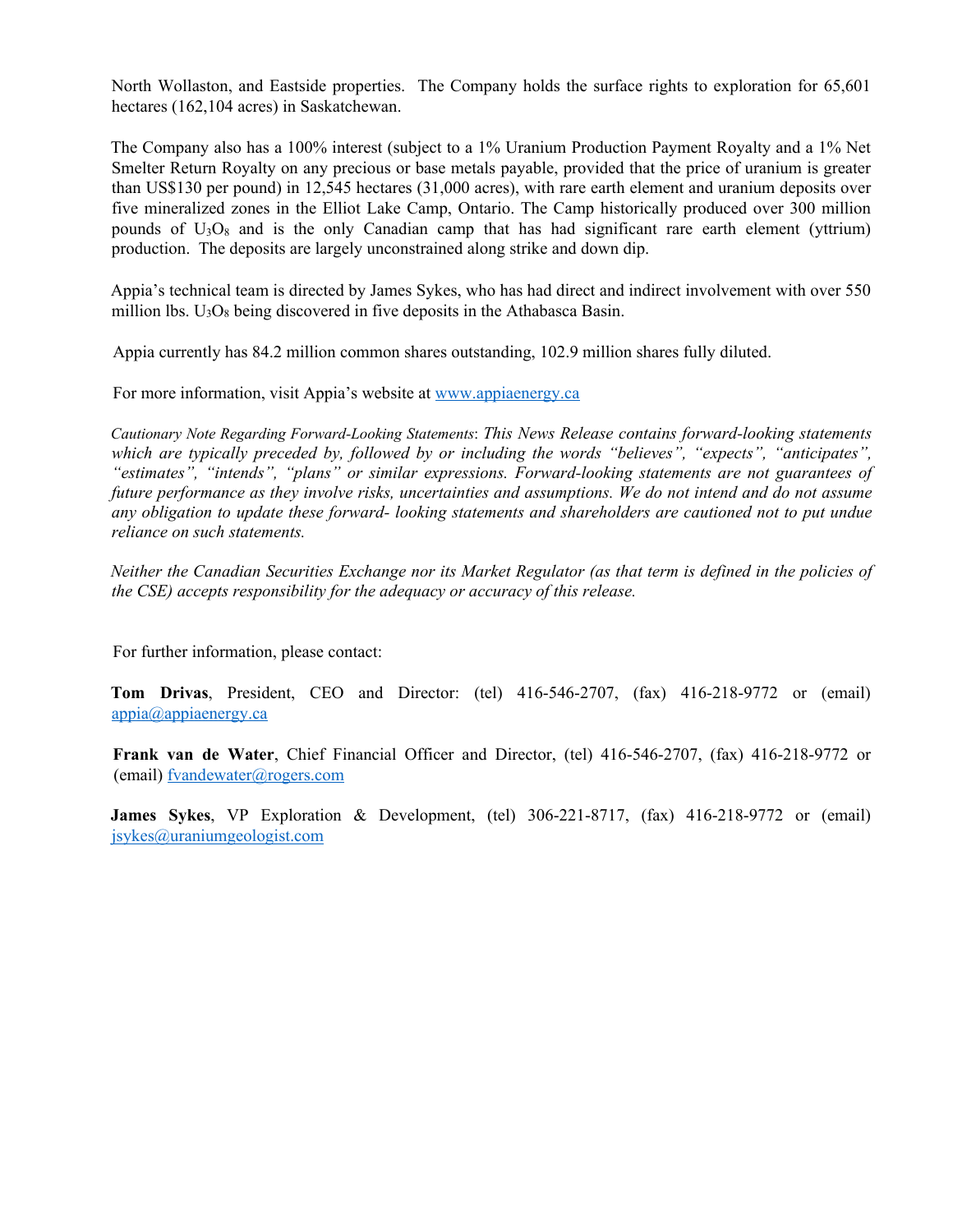North Wollaston, and Eastside properties. The Company holds the surface rights to exploration for 65,601 hectares (162,104 acres) in Saskatchewan.

The Company also has a 100% interest (subject to a 1% Uranium Production Payment Royalty and a 1% Net Smelter Return Royalty on any precious or base metals payable, provided that the price of uranium is greater than US$130 per pound) in 12,545 hectares (31,000 acres), with rare earth element and uranium deposits over five mineralized zones in the Elliot Lake Camp, Ontario. The Camp historically produced over 300 million pounds of $U_3O_8$ and is the only Canadian camp that has had significant rare earth element (yttrium) production. The deposits are largely unconstrained along strike and down dip.

Appia's technical team is directed by James Sykes, who has had direct and indirect involvement with over 550 million lbs. $U_3O_8$ being discovered in five deposits in the Athabasca Basin.

Appia currently has 84.2 million common shares outstanding, 102.9 million shares fully diluted.

For more information, visit Appia's website at www.appiaenergy.ca

*Cautionary Note Regarding Forward-Looking Statements: This News Release contains forward-looking statements which are typically preceded by, followed by or including the words "believes", "expects", "anticipates", "estimates", "intends", "plans" or similar expressions. Forward-looking statements are not guarantees of future performance as they involve risks, uncertainties and assumptions. We do not intend and do not assume any obligation to update these forward- looking statements and shareholders are cautioned not to put undue reliance on such statements.*

*Neither the Canadian Securities Exchange nor its Market Regulator (as that term is defined in the policies of the CSE) accepts responsibility for the adequacy or accuracy of this release.*

For further information, please contact:

**Tom Drivas**, President, CEO and Director: (tel) 416-546-2707, (fax) 416-218-9772 or (email) appia@appiaenergy.ca

**Frank van de Water**, Chief Financial Officer and Director, (tel) 416-546-2707, (fax) 416-218-9772 or (email) fvandewater@rogers.com

**James Sykes**, VP Exploration & Development, (tel) 306-221-8717, (fax) 416-218-9772 or (email) jsykes@uraniumgeologist.com